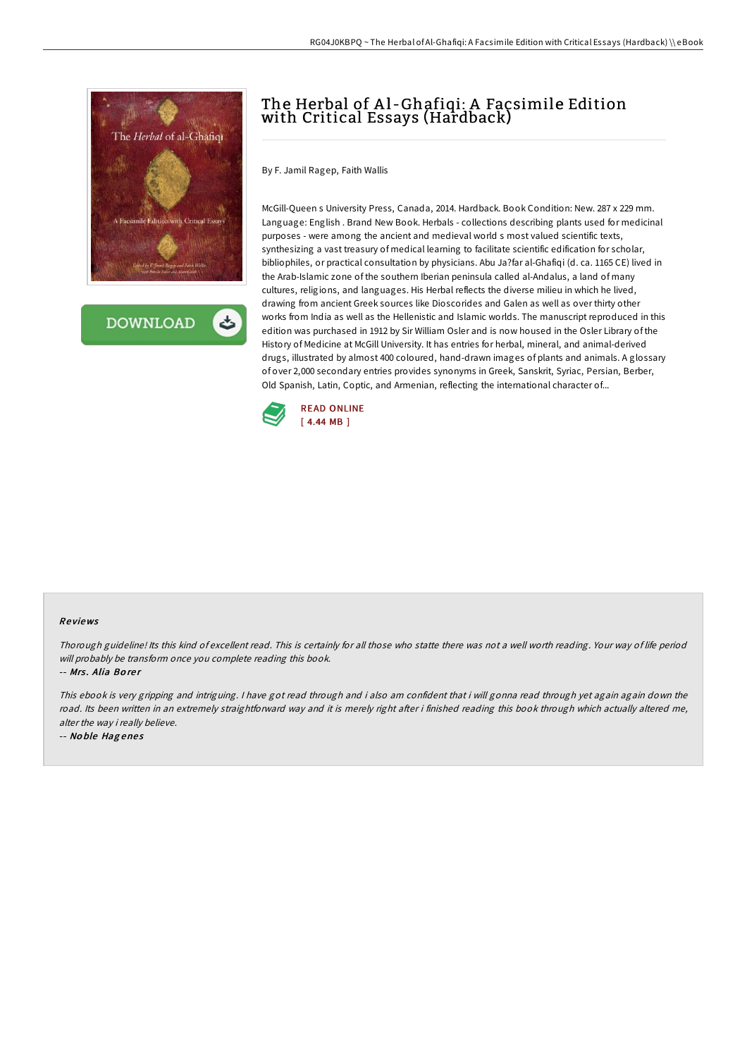# The Herbal of Al-Ghafiqi: A Facsimile Edition with Critical Essays (Hardback)

By F. Jamil Ragep, Faith Wallis

McGill-Queen s University Press, Canada, 2014. Hardback. Book Condition: New. 287 x 229 mm. Language: English . Brand New Book. Herbals - collections describing plants used for medicinal purposes - were among the ancient and medieval world s most valued scientific texts, synthesizing a vast treasury of medical learning to facilitate scientific edification for scholar, bibliophiles, or practical consultation by physicians. Abu Ja?far al-Ghafiqi (d. ca. 1165 CE) lived in the Arab-Islamic zone of the southern Iberian peninsula called al-Andalus, a land of many cultures, religions, and languages. His Herbal reflects the diverse milieu in which he lived, drawing from ancient Greek sources like Dioscorides and Galen as well as over thirty other works from India as well as the Hellenistic and Islamic worlds. The manuscript reproduced in this edition was purchased in 1912 by Sir William Osler and is now housed in the Osler Library of the History of Medicine at McGill University. It has entries for herbal, mineral, and animal-derived drugs, illustrated by almost 400 coloured, hand-drawn images of plants and animals. A glossary of over 2,000 secondary entries provides synonyms in Greek, Sanskrit, Syriac, Persian, Berber, Old Spanish, Latin, Coptic, and Armenian, reflecting the international character of...

READ ONLINE
[ 4.44 MB ]

## Reviews

*Thorough guideline! Its this kind of excellent read. This is certainly for all those who statte there was not a well worth reading. Your way of life period will probably be transform once you complete reading this book.*

-- ***Mrs. Alia Borer***

*This ebook is very gripping and intriguing. I have got read through and i also am confident that i will gonna read through yet again again down the road. Its been written in an extremely straightforward way and it is merely right after i finished reading this book through which actually altered me, alter the way i really believe.*

-- ***Noble Hagenes***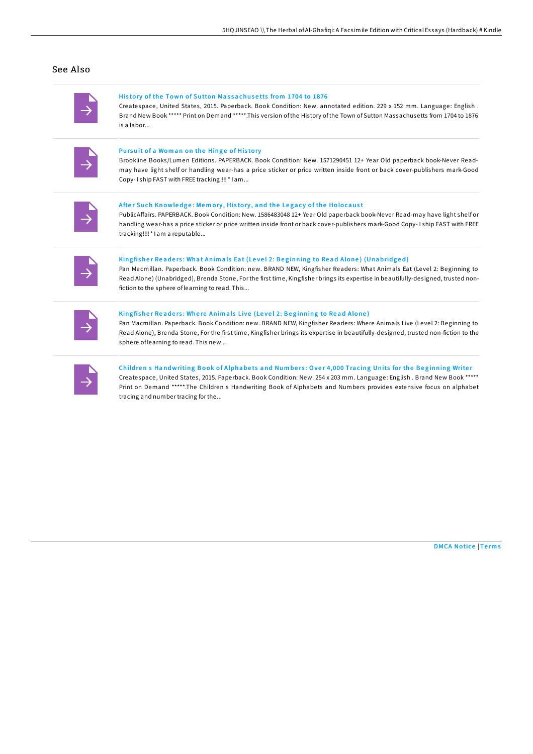## See Also

### History of the Town of Sutton Massachusetts from 1704 to 1876

Createspace, United States, 2015. Paperback. Book Condition: New. annotated edition. 229 x 152 mm. Language: English . Brand New Book ***** Print on Demand *****.This version of the History of the Town of Sutton Massachusetts from 1704 to 1876 is a labor...

### Pursuit of a Woman on the Hinge of History

Brookline Books/Lumen Editions. PAPERBACK. Book Condition: New. 1571290451 12+ Year Old paperback book-Never Read-may have light shelf or handling wear-has a price sticker or price written inside front or back cover-publishers mark-Good Copy- I ship FAST with FREE tracking!!!! * I am...

### After Such Knowledge: Memory, History, and the Legacy of the Holocaust

PublicAffairs. PAPERBACK. Book Condition: New. 1586483048 12+ Year Old paperback book-Never Read-may have light shelf or handling wear-has a price sticker or price written inside front or back cover-publishers mark-Good Copy- I ship FAST with FREE tracking!!!! * I am a reputable...

### Kingfisher Readers: What Animals Eat (Level 2: Beginning to Read Alone) (Unabridged)

Pan Macmillan. Paperback. Book Condition: new. BRAND NEW, Kingfisher Readers: What Animals Eat (Level 2: Beginning to Read Alone) (Unabridged), Brenda Stone, For the first time, Kingfisher brings its expertise in beautifully-designed, trusted non-fiction to the sphere of learning to read. This...

### Kingfisher Readers: Where Animals Live (Level 2: Beginning to Read Alone)

Pan Macmillan. Paperback. Book Condition: new. BRAND NEW, Kingfisher Readers: Where Animals Live (Level 2: Beginning to Read Alone), Brenda Stone, For the first time, Kingfisher brings its expertise in beautifully-designed, trusted non-fiction to the sphere of learning to read. This new...

### Children s Handwriting Book of Alphabets and Numbers: Over 4,000 Tracing Units for the Beginning Writer

Createspace, United States, 2015. Paperback. Book Condition: New. 254 x 203 mm. Language: English . Brand New Book ***** Print on Demand *****.The Children s Handwriting Book of Alphabets and Numbers provides extensive focus on alphabet tracing and number tracing for the...

DMCA Notice | Terms